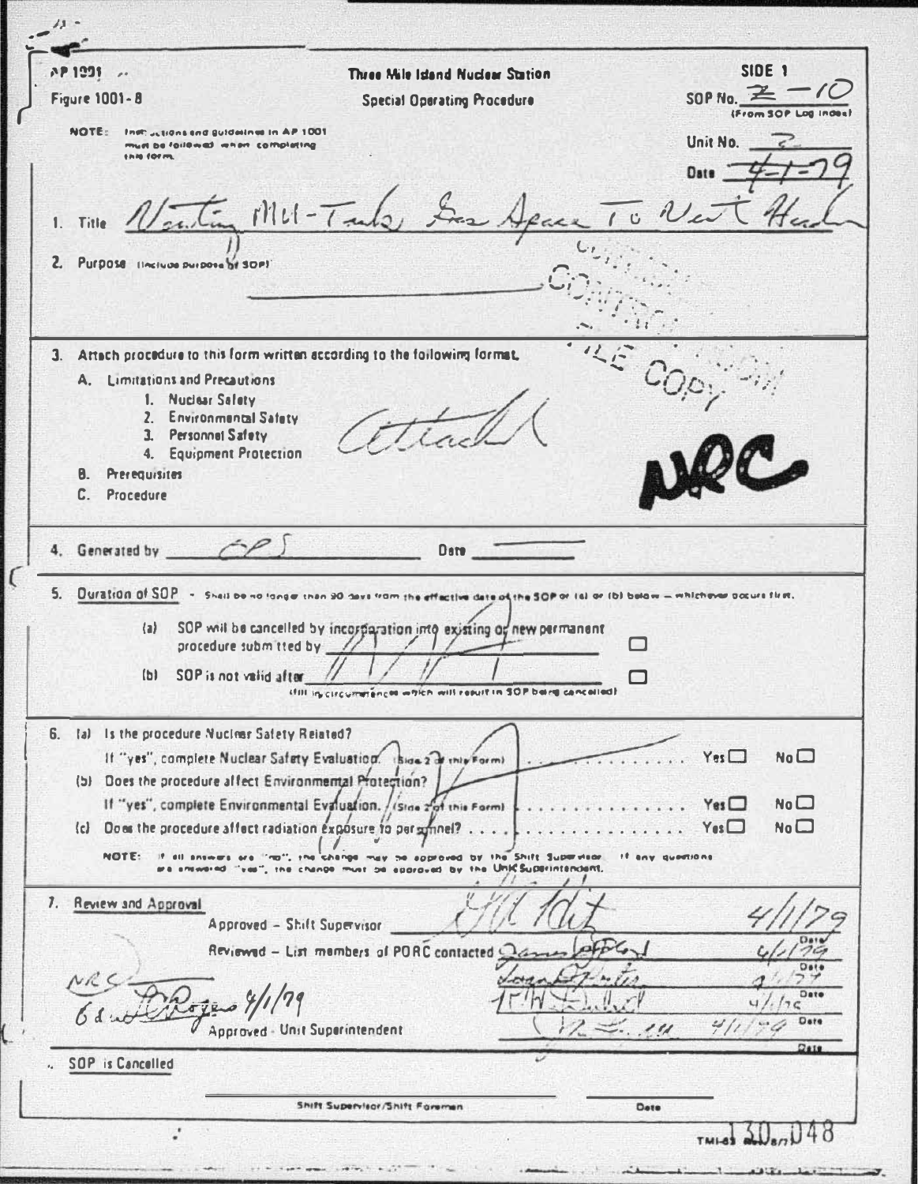AP 1001

Figure 1001-8

**Three Mile Island Nuclear Station**

**Special Operating Procedure**

SIDE 1

SOP No. 2-10 (From SOP Log Index)

Unit No. 2

Date 4-1-79

NOTE: Instructions and guidelines in AP 1001 must be followed when completing this form.

1. Title Venting Mu-Tank Gas Space To Vent Header

2. Purpose (Include purpose of SOP) "

CONTROLLED FILE COPY

3. Attach procedure to this form written according to the following format.
   - A. Limitations and Precautions
     1. Nuclear Safety
     2. Environmental Safety
     3. Personnel Safety
     4. Equipment Protection
   - B. Prerequisites
   - C. Procedure

Attached

NRC

4. Generated by OPS Date

5. Duration of SOP - Shall be no longer than 90 days from the effective date of the SOP or (a) or (b) below — whichever occurs first.
   - (a) SOP will be cancelled by incorporation into existing or new permanent procedure submitted by ☐
   - (b) SOP is not valid after ☐

   (fill in circumstances which will result in SOP being cancelled)

6. (a) Is the procedure Nuclear Safety Related?
   If "yes", complete Nuclear Safety Evaluation. (Side 2 of this Form) . . . . . . . . Yes ☐ No ☐

   (b) Does the procedure affect Environmental Protection?
   If "yes", complete Environmental Evaluation. (Side 2 of this Form) . . . . . . . . Yes ☐ No ☐

   (c) Does the procedure affect radiation exposure to personnel? . . . . . . . . Yes ☐ No ☐

   NOTE: If all answers are "no", the change may be approved by the Shift Supervisor. If any questions are answered "yes", the change must be approved by the Unit Superintendent.

7. Review and Approval

| | | Date |
|---|---|---|
| Approved – Shift Supervisor | [signature] | 4/1/79 |
| Reviewed – List members of PORC contacted | [signature] | 4/1/79 |
| | [signature] | 4/1/79 |
| | [signature] | 4/1/79 |
| Approved - Unit Superintendent | [signature] | 4/1/79 |

NRC Edward Rogers 4/1/79

8. SOP is Cancelled

Shift Supervisor/Shift Foreman Date

TMI-63 130 048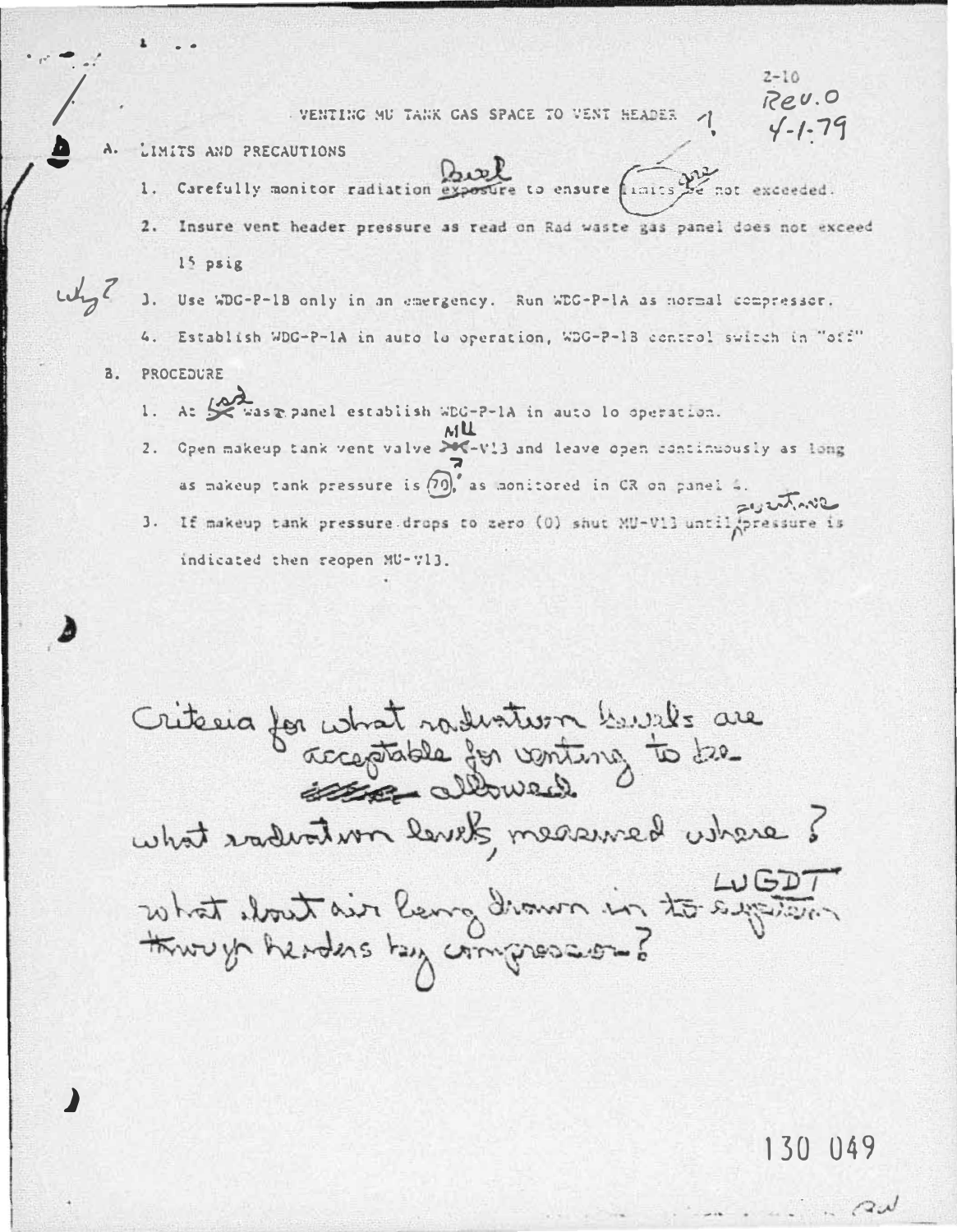2-10
Rev.0
4-1-79

VENTING MU TANK GAS SPACE TO VENT HEADER ?

A. LIMITS AND PRECAUTIONS

1. Carefully monitor radiation ~~exposure~~ level to ensure limits ~~be~~ are not exceeded.
2. Insure vent header pressure as read on Rad waste gas panel does not exceed 15 psig
3. Use WDG-P-1B only in an emergency. Run WDG-P-1A as normal compressor. *why?*
4. Establish WDG-P-1A in auto lo operation, WDG-P-1B control switch in "off"

B. PROCEDURE

1. At ~~W~~ Rad waste panel establish WDG-P-1A in auto lo operation.
2. Open makeup tank vent valve ~~XX~~ MU-V13 and leave open continuously as long as makeup tank pressure is (70) > as monitored in CR on panel 4.
3. If makeup tank pressure drops to zero (0) shut MU-V13 until ^positive pressure is indicated then reopen MU-V13.

Criteria for what radiation levels are acceptable for venting to be ~~allowed~~ allowed

what radiation levels, measured where?

what about air being drawn in to LWGDT system through headers by compressor?

130 049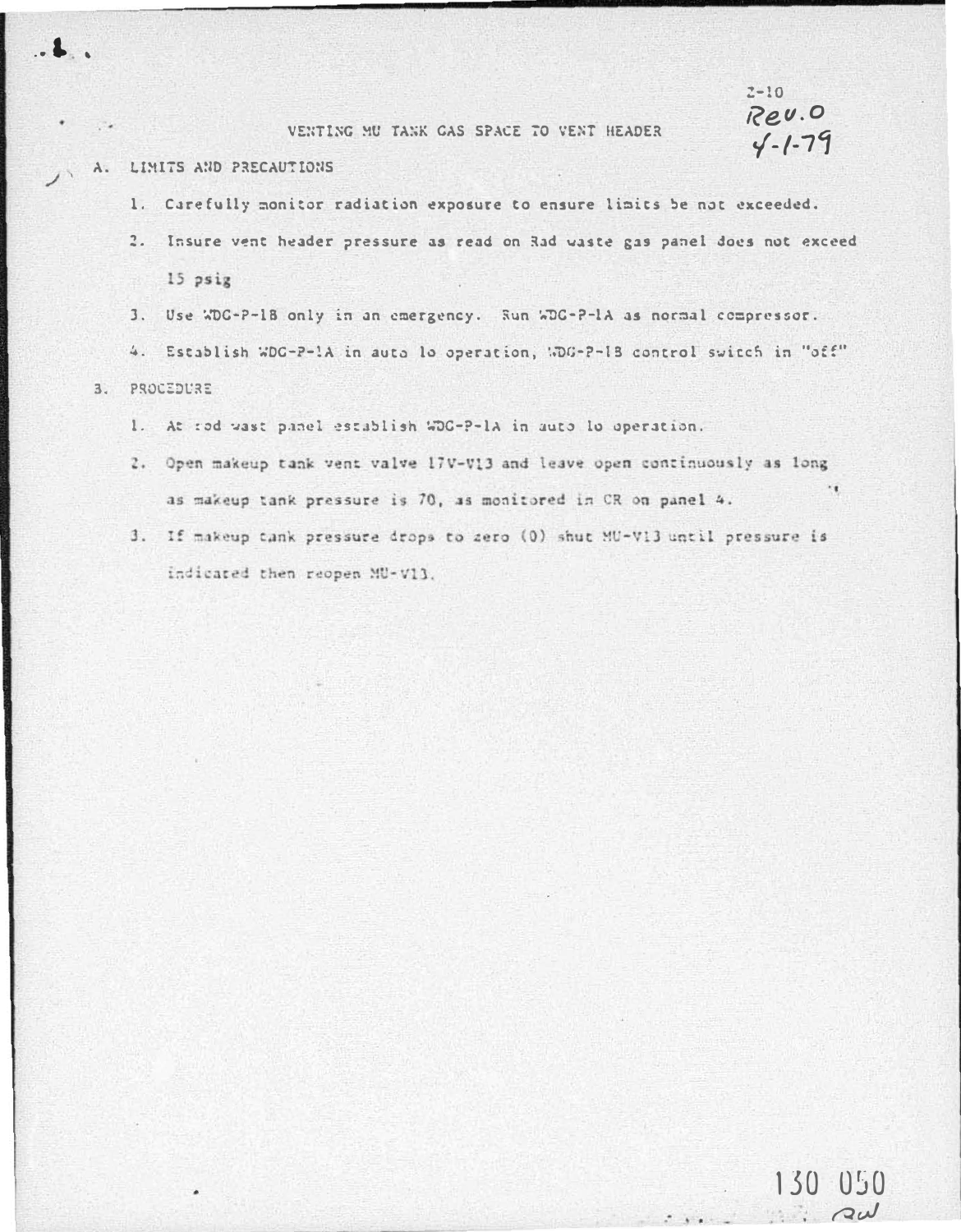2-10
Rev.0
4-1-79

VENTING MU TANK GAS SPACE TO VENT HEADER

A. LIMITS AND PRECAUTIONS

1. Carefully monitor radiation exposure to ensure limits be not exceeded.
2. Insure vent header pressure as read on Rad waste gas panel does not exceed 15 psig
3. Use WDG-P-1B only in an emergency. Run WDG-P-1A as normal compressor.
4. Establish WDG-P-1A in auto lo operation, WDG-P-1B control switch in "off"

B. PROCEDURE

1. At rad wast panel establish WDG-P-1A in auto lo operation.
2. Open makeup tank vent valve 17V-V13 and leave open continuously as long as makeup tank pressure is 70, as monitored in CR on panel 4.
3. If makeup tank pressure drops to zero (0) shut MU-V13 until pressure is indicated then reopen MU-V13.

130 050